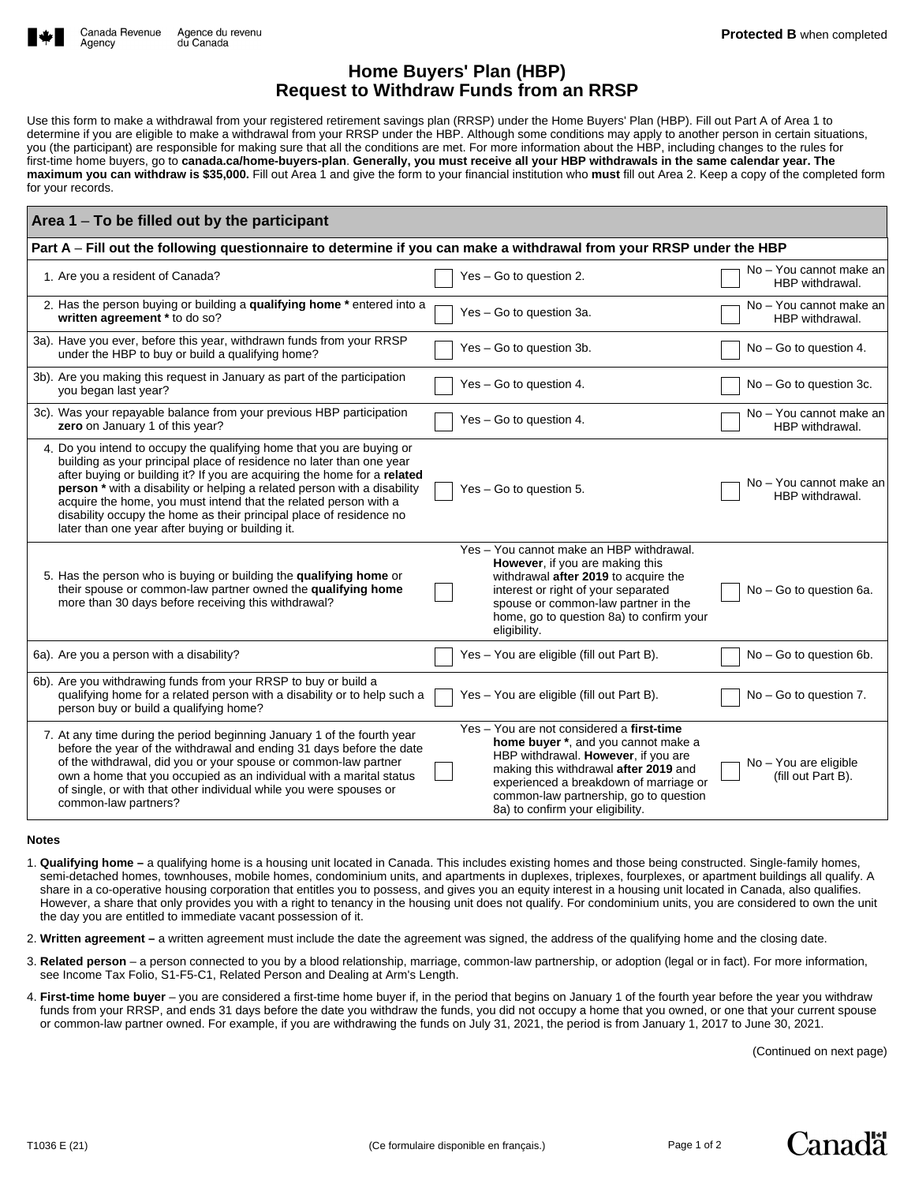Protected B when completed

# Home Buyers' Plan (HBP)
# Request to Withdraw Funds from an RRSP

Use this form to make a withdrawal from your registered retirement savings plan (RRSP) under the Home Buyers' Plan (HBP). Fill out Part A of Area 1 to determine if you are eligible to make a withdrawal from your RRSP under the HBP. Although some conditions may apply to another person in certain situations, you (the participant) are responsible for making sure that all the conditions are met. For more information about the HBP, including changes to the rules for first-time home buyers, go to **canada.ca/home-buyers-plan**. **Generally, you must receive all your HBP withdrawals in the same calendar year. The maximum you can withdraw is $35,000.** Fill out Area 1 and give the form to your financial institution who **must** fill out Area 2. Keep a copy of the completed form for your records.

## Area 1 – To be filled out by the participant

### Part A – Fill out the following questionnaire to determine if you can make a withdrawal from your RRSP under the HBP

| Question | Yes | No |
|---|---|---|
| 1. Are you a resident of Canada? | Yes – Go to question 2. | No – You cannot make an HBP withdrawal. |
| 2. Has the person buying or building a **qualifying home *** entered into a **written agreement *** to do so? | Yes – Go to question 3a. | No – You cannot make an HBP withdrawal. |
| 3a). Have you ever, before this year, withdrawn funds from your RRSP under the HBP to buy or build a qualifying home? | Yes – Go to question 3b. | No – Go to question 4. |
| 3b). Are you making this request in January as part of the participation you began last year? | Yes – Go to question 4. | No – Go to question 3c. |
| 3c). Was your repayable balance from your previous HBP participation **zero** on January 1 of this year? | Yes – Go to question 4. | No – You cannot make an HBP withdrawal. |
| 4. Do you intend to occupy the qualifying home that you are buying or building as your principal place of residence no later than one year after buying or building it? If you are acquiring the home for a **related person *** with a disability or helping a related person with a disability acquire the home, you must intend that the related person with a disability occupy the home as their principal place of residence no later than one year after buying or building it. | Yes – Go to question 5. | No – You cannot make an HBP withdrawal. |
| 5. Has the person who is buying or building the **qualifying home** or their spouse or common-law partner owned the **qualifying home** more than 30 days before receiving this withdrawal? | Yes – You cannot make an HBP withdrawal. **However**, if you are making this withdrawal **after 2019** to acquire the interest or right of your separated spouse or common-law partner in the home, go to question 8a) to confirm your eligibility. | No – Go to question 6a. |
| 6a). Are you a person with a disability? | Yes – You are eligible (fill out Part B). | No – Go to question 6b. |
| 6b). Are you withdrawing funds from your RRSP to buy or build a qualifying home for a related person with a disability or to help such a person buy or build a qualifying home? | Yes – You are eligible (fill out Part B). | No – Go to question 7. |
| 7. At any time during the period beginning January 1 of the fourth year before the year of the withdrawal and ending 31 days before the date of the withdrawal, did you or your spouse or common-law partner own a home that you occupied as an individual with a marital status of single, or with that other individual while you were spouses or common-law partners? | Yes – You are not considered a **first-time home buyer ***, and you cannot make a HBP withdrawal. **However**, if you are making this withdrawal **after 2019** and experienced a breakdown of marriage or common-law partnership, go to question 8a) to confirm your eligibility. | No – You are eligible (fill out Part B). |

**Notes**

1. **Qualifying home –** a qualifying home is a housing unit located in Canada. This includes existing homes and those being constructed. Single-family homes, semi-detached homes, townhouses, mobile homes, condominium units, and apartments in duplexes, triplexes, fourplexes, or apartment buildings all qualify. A share in a co-operative housing corporation that entitles you to possess, and gives you an equity interest in a housing unit located in Canada, also qualifies. However, a share that only provides you with a right to tenancy in the housing unit does not qualify. For condominium units, you are considered to own the unit the day you are entitled to immediate vacant possession of it.

2. **Written agreement –** a written agreement must include the date the agreement was signed, the address of the qualifying home and the closing date.

3. **Related person** – a person connected to you by a blood relationship, marriage, common-law partnership, or adoption (legal or in fact). For more information, see Income Tax Folio, S1-F5-C1, Related Person and Dealing at Arm's Length.

4. **First-time home buyer** – you are considered a first-time home buyer if, in the period that begins on January 1 of the fourth year before the year you withdraw funds from your RRSP, and ends 31 days before the date you withdraw the funds, you did not occupy a home that you owned, or one that your current spouse or common-law partner owned. For example, if you are withdrawing the funds on July 31, 2021, the period is from January 1, 2017 to June 30, 2021.

(Continued on next page)

T1036 E (21) (Ce formulaire disponible en français.)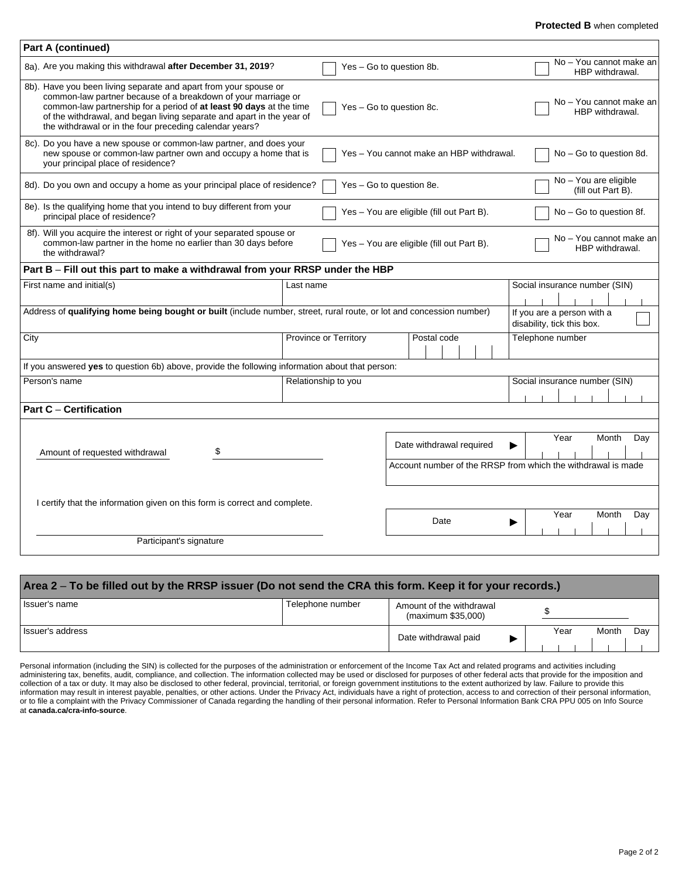**Protected B** when completed

**Part A (continued)**

| | | |
|---|---|---|
| 8a). Are you making this withdrawal **after December 31, 2019**? | ☐ Yes – Go to question 8b. | ☐ No – You cannot make an HBP withdrawal. |
| 8b). Have you been living separate and apart from your spouse or common-law partner because of a breakdown of your marriage or common-law partnership for a period of **at least 90 days** at the time of the withdrawal, and began living separate and apart in the year of the withdrawal or in the four preceding calendar years? | ☐ Yes – Go to question 8c. | ☐ No – You cannot make an HBP withdrawal. |
| 8c). Do you have a new spouse or common-law partner, and does your new spouse or common-law partner own and occupy a home that is your principal place of residence? | ☐ Yes – You cannot make an HBP withdrawal. | ☐ No – Go to question 8d. |
| 8d). Do you own and occupy a home as your principal place of residence? | ☐ Yes – Go to question 8e. | ☐ No – You are eligible (fill out Part B). |
| 8e). Is the qualifying home that you intend to buy different from your principal place of residence? | ☐ Yes – You are eligible (fill out Part B). | ☐ No – Go to question 8f. |
| 8f). Will you acquire the interest or right of your separated spouse or common-law partner in the home no earlier than 30 days before the withdrawal? | ☐ Yes – You are eligible (fill out Part B). | ☐ No – You cannot make an HBP withdrawal. |

**Part B** – **Fill out this part to make a withdrawal from your RRSP under the HBP**

| | | | |
|---|---|---|---|
| First name and initial(s) | Last name | | Social insurance number (SIN) |
| Address of **qualifying home being bought or built** (include number, street, rural route, or lot and concession number) | | | If you are a person with a disability, tick this box. ☐ |
| City | Province or Territory | Postal code | Telephone number |

If you answered **yes** to question 6b) above, provide the following information about that person:

| | | |
|---|---|---|
| Person's name | Relationship to you | Social insurance number (SIN) |

**Part C** – **Certification**

Amount of requested withdrawal $ ____________

Date withdrawal required ▶ Year Month Day

Account number of the RRSP from which the withdrawal is made

I certify that the information given on this form is correct and complete.

____________
Participant's signature

Date ▶ Year Month Day

**Area 2** – **To be filled out by the RRSP issuer (Do not send the CRA this form. Keep it for your records.)**

| | | |
|---|---|---|
| Issuer's name | Telephone number | Amount of the withdrawal (maximum $35,000) $ |
| Issuer's address | | Date withdrawal paid ▶ Year Month Day |

Personal information (including the SIN) is collected for the purposes of the administration or enforcement of the Income Tax Act and related programs and activities including administering tax, benefits, audit, compliance, and collection. The information collected may be used or disclosed for purposes of other federal acts that provide for the imposition and collection of a tax or duty. It may also be disclosed to other federal, provincial, territorial, or foreign government institutions to the extent authorized by law. Failure to provide this information may result in interest payable, penalties, or other actions. Under the Privacy Act, individuals have a right of protection, access to and correction of their personal information, or to file a complaint with the Privacy Commissioner of Canada regarding the handling of their personal information. Refer to Personal Information Bank CRA PPU 005 on Info Source at **canada.ca/cra-info-source**.